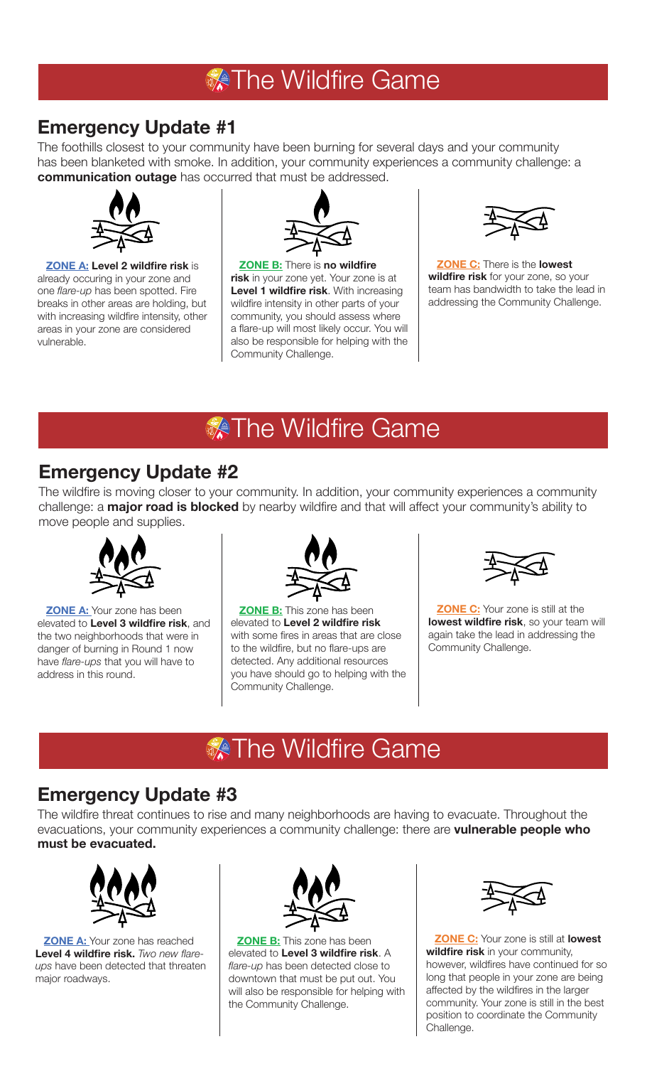# The Wildfire Game

## Emergency Update #1

The foothills closest to your community have been burning for several days and your community has been blanketed with smoke. In addition, your community experiences a community challenge: a **communication outage** has occurred that must be addressed.

**ZONE A:** **Level 2 wildfire risk** is already occuring in your zone and one *flare-up* has been spotted. Fire breaks in other areas are holding, but with increasing wildfire intensity, other areas in your zone are considered vulnerable.

**ZONE B:** There is **no wildfire risk** in your zone yet. Your zone is at **Level 1 wildfire risk**. With increasing wildfire intensity in other parts of your community, you should assess where a flare-up will most likely occur. You will also be responsible for helping with the Community Challenge.

**ZONE C:** There is the **lowest wildfire risk** for your zone, so your team has bandwidth to take the lead in addressing the Community Challenge.

# The Wildfire Game

## Emergency Update #2

The wildfire is moving closer to your community. In addition, your community experiences a community challenge: a **major road is blocked** by nearby wildfire and that will affect your community's ability to move people and supplies.

**ZONE A:** Your zone has been elevated to **Level 3 wildfire risk**, and the two neighborhoods that were in danger of burning in Round 1 now have *flare-ups* that you will have to address in this round.

**ZONE B:** This zone has been elevated to **Level 2 wildfire risk** with some fires in areas that are close to the wildfire, but no flare-ups are detected. Any additional resources you have should go to helping with the Community Challenge.

**ZONE C:** Your zone is still at the **lowest wildfire risk**, so your team will again take the lead in addressing the Community Challenge.

# The Wildfire Game

## Emergency Update #3

The wildfire threat continues to rise and many neighborhoods are having to evacuate. Throughout the evacuations, your community experiences a community challenge: there are **vulnerable people who must be evacuated.**

**ZONE A:** Your zone has reached **Level 4 wildfire risk.** *Two new flare-ups* have been detected that threaten major roadways.

**ZONE B:** This zone has been elevated to **Level 3 wildfire risk**. A *flare-up* has been detected close to downtown that must be put out. You will also be responsible for helping with the Community Challenge.

**ZONE C:** Your zone is still at **lowest wildfire risk** in your community, however, wildfires have continued for so long that people in your zone are being affected by the wildfires in the larger community. Your zone is still in the best position to coordinate the Community Challenge.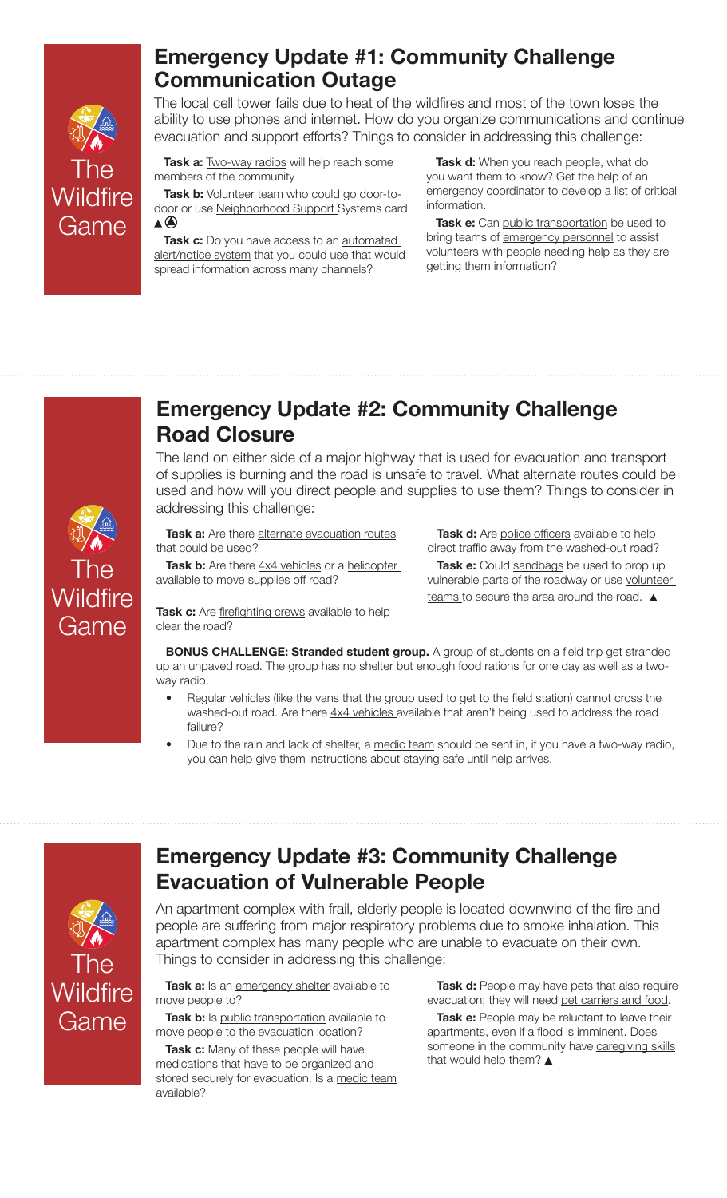The Wildfire Game

## Emergency Update #1: Community Challenge Communication Outage

The local cell tower fails due to heat of the wildfires and most of the town loses the ability to use phones and internet. How do you organize communications and continue evacuation and support efforts? Things to consider in addressing this challenge:

**Task a:** Two-way radios will help reach some members of the community

**Task b:** Volunteer team who could go door-to-door or use Neighborhood Support Systems card ▲⏶

**Task c:** Do you have access to an automated alert/notice system that you could use that would spread information across many channels?

**Task d:** When you reach people, what do you want them to know? Get the help of an emergency coordinator to develop a list of critical information.

**Task e:** Can public transportation be used to bring teams of emergency personnel to assist volunteers with people needing help as they are getting them information?

The Wildfire Game

## Emergency Update #2: Community Challenge Road Closure

The land on either side of a major highway that is used for evacuation and transport of supplies is burning and the road is unsafe to travel. What alternate routes could be used and how will you direct people and supplies to use them? Things to consider in addressing this challenge:

**Task a:** Are there alternate evacuation routes that could be used?

**Task b:** Are there 4x4 vehicles or a helicopter available to move supplies off road?

**Task c:** Are firefighting crews available to help clear the road?

**Task d:** Are police officers available to help direct traffic away from the washed-out road?

**Task e:** Could sandbags be used to prop up vulnerable parts of the roadway or use volunteer teams to secure the area around the road. ▲

**BONUS CHALLENGE: Stranded student group.** A group of students on a field trip get stranded up an unpaved road. The group has no shelter but enough food rations for one day as well as a two-way radio.

- Regular vehicles (like the vans that the group used to get to the field station) cannot cross the washed-out road. Are there 4x4 vehicles available that aren't being used to address the road failure?
- Due to the rain and lack of shelter, a medic team should be sent in, if you have a two-way radio, you can help give them instructions about staying safe until help arrives.

The Wildfire Game

## Emergency Update #3: Community Challenge Evacuation of Vulnerable People

An apartment complex with frail, elderly people is located downwind of the fire and people are suffering from major respiratory problems due to smoke inhalation. This apartment complex has many people who are unable to evacuate on their own. Things to consider in addressing this challenge:

**Task a:** Is an emergency shelter available to move people to?

**Task b:** Is public transportation available to move people to the evacuation location?

**Task c:** Many of these people will have medications that have to be organized and stored securely for evacuation. Is a medic team available?

**Task d:** People may have pets that also require evacuation; they will need pet carriers and food.

**Task e:** People may be reluctant to leave their apartments, even if a flood is imminent. Does someone in the community have caregiving skills that would help them? ▲